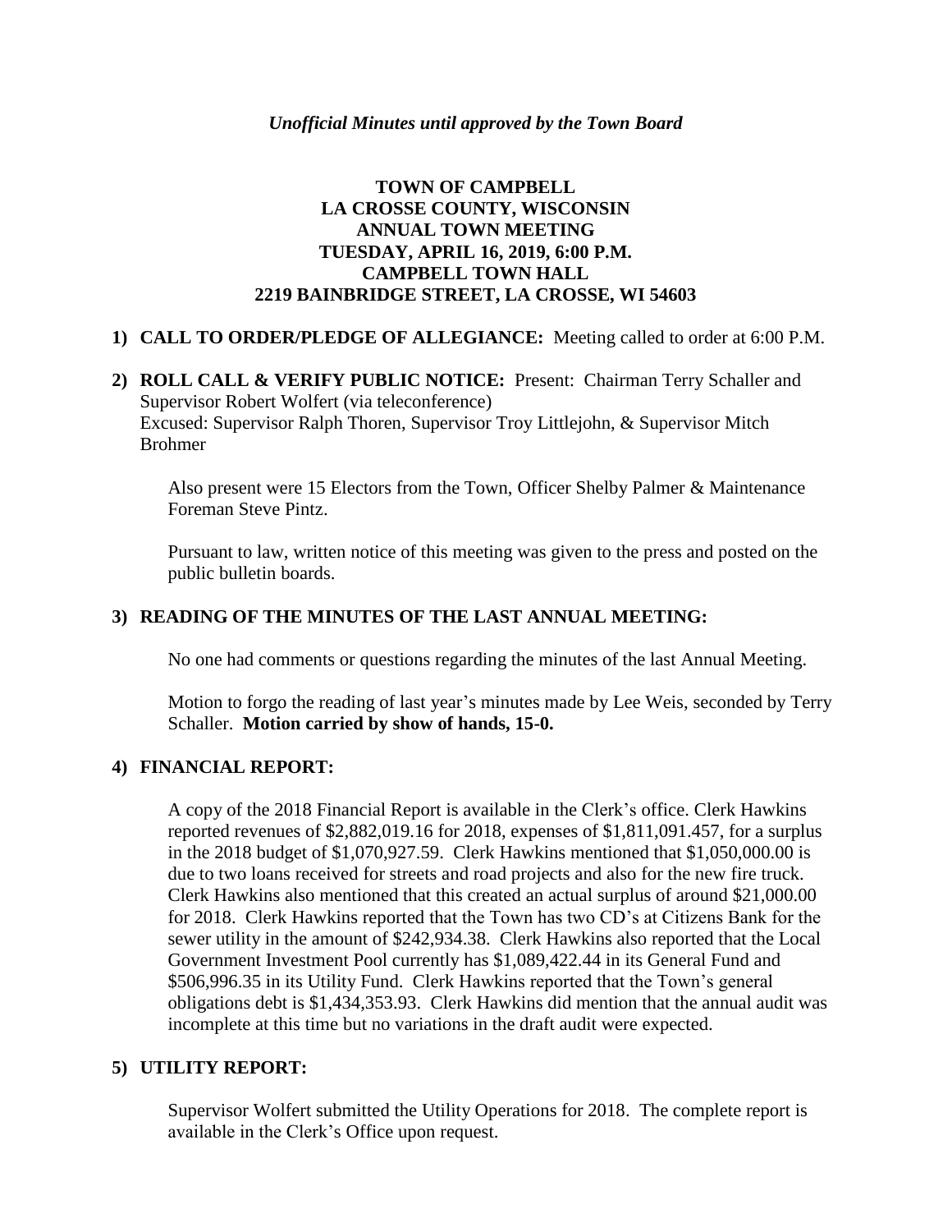*Unofficial Minutes until approved by the Town Board*

# TOWN OF CAMPBELL
## LA CROSSE COUNTY, WISCONSIN
## ANNUAL TOWN MEETING
## TUESDAY, APRIL 16, 2019, 6:00 P.M.
## CAMPBELL TOWN HALL
## 2219 BAINBRIDGE STREET, LA CROSSE, WI 54603

**1) CALL TO ORDER/PLEDGE OF ALLEGIANCE:** Meeting called to order at 6:00 P.M.

**2) ROLL CALL & VERIFY PUBLIC NOTICE:** Present: Chairman Terry Schaller and Supervisor Robert Wolfert (via teleconference)
Excused: Supervisor Ralph Thoren, Supervisor Troy Littlejohn, & Supervisor Mitch Brohmer

Also present were 15 Electors from the Town, Officer Shelby Palmer & Maintenance Foreman Steve Pintz.

Pursuant to law, written notice of this meeting was given to the press and posted on the public bulletin boards.

**3) READING OF THE MINUTES OF THE LAST ANNUAL MEETING:**

No one had comments or questions regarding the minutes of the last Annual Meeting.

Motion to forgo the reading of last year's minutes made by Lee Weis, seconded by Terry Schaller. **Motion carried by show of hands, 15-0.**

**4) FINANCIAL REPORT:**

A copy of the 2018 Financial Report is available in the Clerk's office. Clerk Hawkins reported revenues of $2,882,019.16 for 2018, expenses of $1,811,091.457, for a surplus in the 2018 budget of $1,070,927.59. Clerk Hawkins mentioned that $1,050,000.00 is due to two loans received for streets and road projects and also for the new fire truck. Clerk Hawkins also mentioned that this created an actual surplus of around $21,000.00 for 2018. Clerk Hawkins reported that the Town has two CD's at Citizens Bank for the sewer utility in the amount of $242,934.38. Clerk Hawkins also reported that the Local Government Investment Pool currently has $1,089,422.44 in its General Fund and $506,996.35 in its Utility Fund. Clerk Hawkins reported that the Town's general obligations debt is $1,434,353.93. Clerk Hawkins did mention that the annual audit was incomplete at this time but no variations in the draft audit were expected.

**5) UTILITY REPORT:**

Supervisor Wolfert submitted the Utility Operations for 2018. The complete report is available in the Clerk's Office upon request.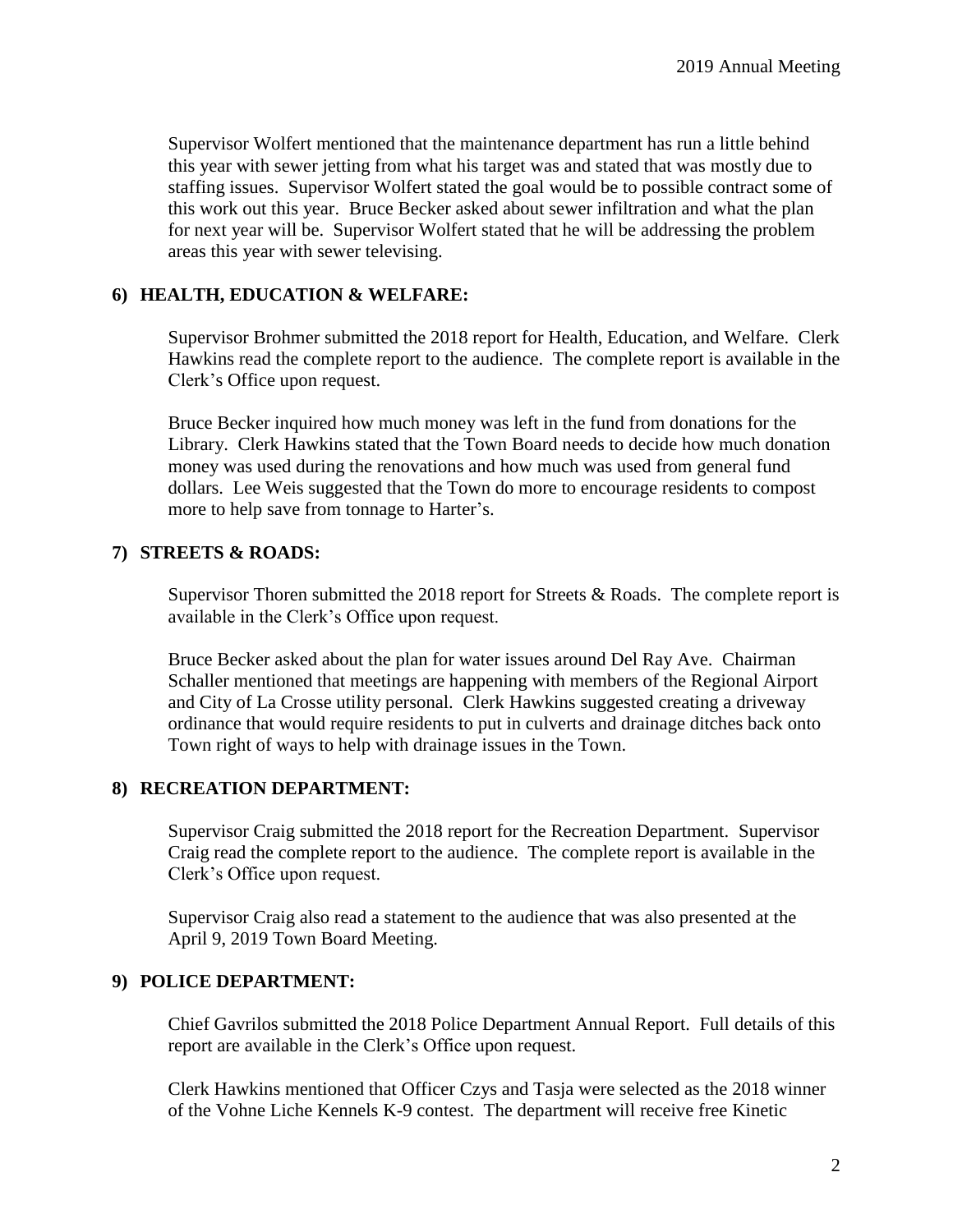Supervisor Wolfert mentioned that the maintenance department has run a little behind this year with sewer jetting from what his target was and stated that was mostly due to staffing issues. Supervisor Wolfert stated the goal would be to possible contract some of this work out this year. Bruce Becker asked about sewer infiltration and what the plan for next year will be. Supervisor Wolfert stated that he will be addressing the problem areas this year with sewer televising.

**6) HEALTH, EDUCATION & WELFARE:**

Supervisor Brohmer submitted the 2018 report for Health, Education, and Welfare. Clerk Hawkins read the complete report to the audience. The complete report is available in the Clerk's Office upon request.

Bruce Becker inquired how much money was left in the fund from donations for the Library. Clerk Hawkins stated that the Town Board needs to decide how much donation money was used during the renovations and how much was used from general fund dollars. Lee Weis suggested that the Town do more to encourage residents to compost more to help save from tonnage to Harter's.

**7) STREETS & ROADS:**

Supervisor Thoren submitted the 2018 report for Streets & Roads. The complete report is available in the Clerk's Office upon request.

Bruce Becker asked about the plan for water issues around Del Ray Ave. Chairman Schaller mentioned that meetings are happening with members of the Regional Airport and City of La Crosse utility personal. Clerk Hawkins suggested creating a driveway ordinance that would require residents to put in culverts and drainage ditches back onto Town right of ways to help with drainage issues in the Town.

**8) RECREATION DEPARTMENT:**

Supervisor Craig submitted the 2018 report for the Recreation Department. Supervisor Craig read the complete report to the audience. The complete report is available in the Clerk's Office upon request.

Supervisor Craig also read a statement to the audience that was also presented at the April 9, 2019 Town Board Meeting.

**9) POLICE DEPARTMENT:**

Chief Gavrilos submitted the 2018 Police Department Annual Report. Full details of this report are available in the Clerk's Office upon request.

Clerk Hawkins mentioned that Officer Czys and Tasja were selected as the 2018 winner of the Vohne Liche Kennels K-9 contest. The department will receive free Kinetic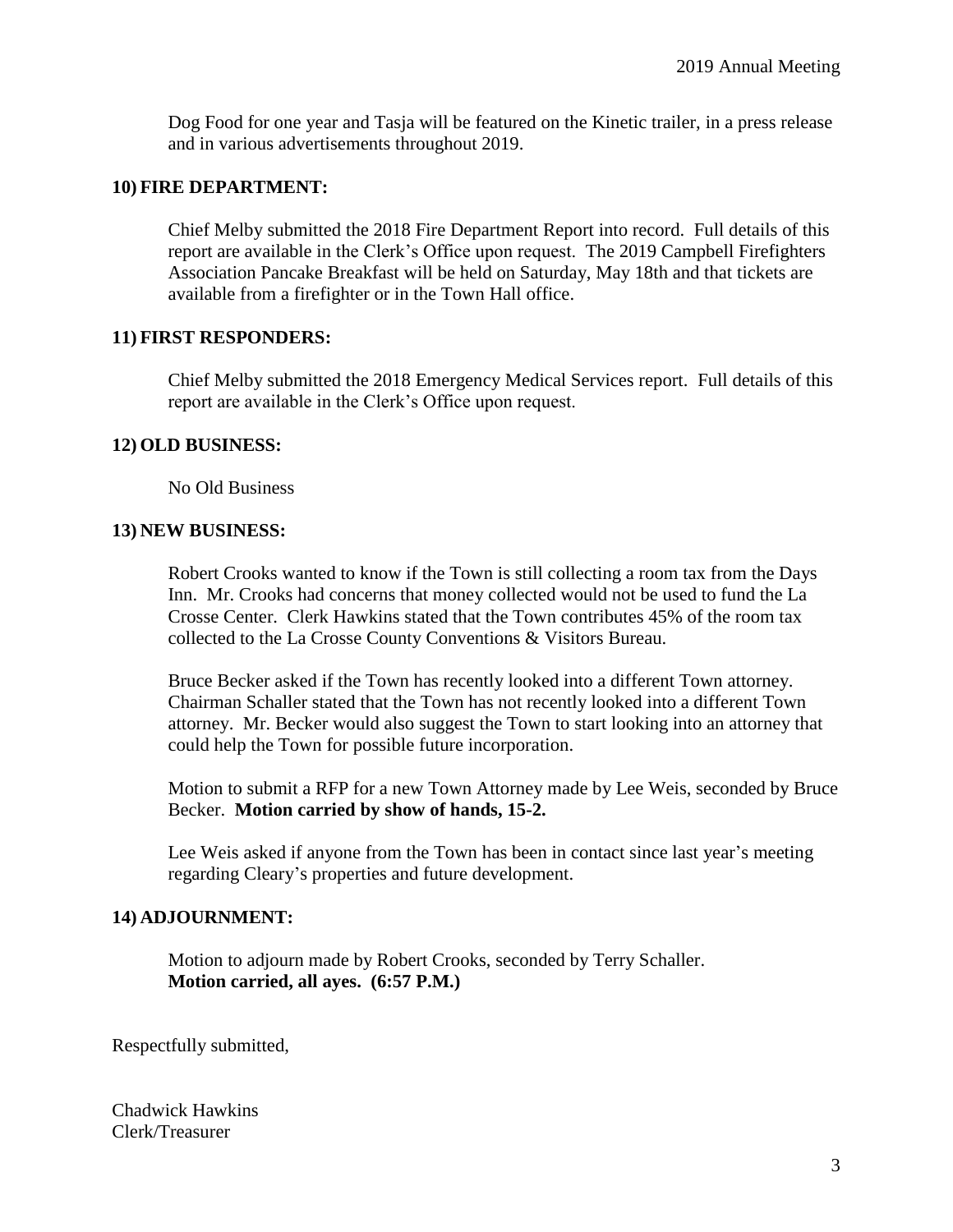Dog Food for one year and Tasja will be featured on the Kinetic trailer, in a press release and in various advertisements throughout 2019.

## 10) FIRE DEPARTMENT:

Chief Melby submitted the 2018 Fire Department Report into record. Full details of this report are available in the Clerk's Office upon request. The 2019 Campbell Firefighters Association Pancake Breakfast will be held on Saturday, May 18th and that tickets are available from a firefighter or in the Town Hall office.

## 11) FIRST RESPONDERS:

Chief Melby submitted the 2018 Emergency Medical Services report. Full details of this report are available in the Clerk's Office upon request.

## 12) OLD BUSINESS:

No Old Business

## 13) NEW BUSINESS:

Robert Crooks wanted to know if the Town is still collecting a room tax from the Days Inn. Mr. Crooks had concerns that money collected would not be used to fund the La Crosse Center. Clerk Hawkins stated that the Town contributes 45% of the room tax collected to the La Crosse County Conventions & Visitors Bureau.

Bruce Becker asked if the Town has recently looked into a different Town attorney. Chairman Schaller stated that the Town has not recently looked into a different Town attorney. Mr. Becker would also suggest the Town to start looking into an attorney that could help the Town for possible future incorporation.

Motion to submit a RFP for a new Town Attorney made by Lee Weis, seconded by Bruce Becker. **Motion carried by show of hands, 15-2.**

Lee Weis asked if anyone from the Town has been in contact since last year's meeting regarding Cleary's properties and future development.

## 14) ADJOURNMENT:

Motion to adjourn made by Robert Crooks, seconded by Terry Schaller.
**Motion carried, all ayes. (6:57 P.M.)**

Respectfully submitted,

Chadwick Hawkins
Clerk/Treasurer